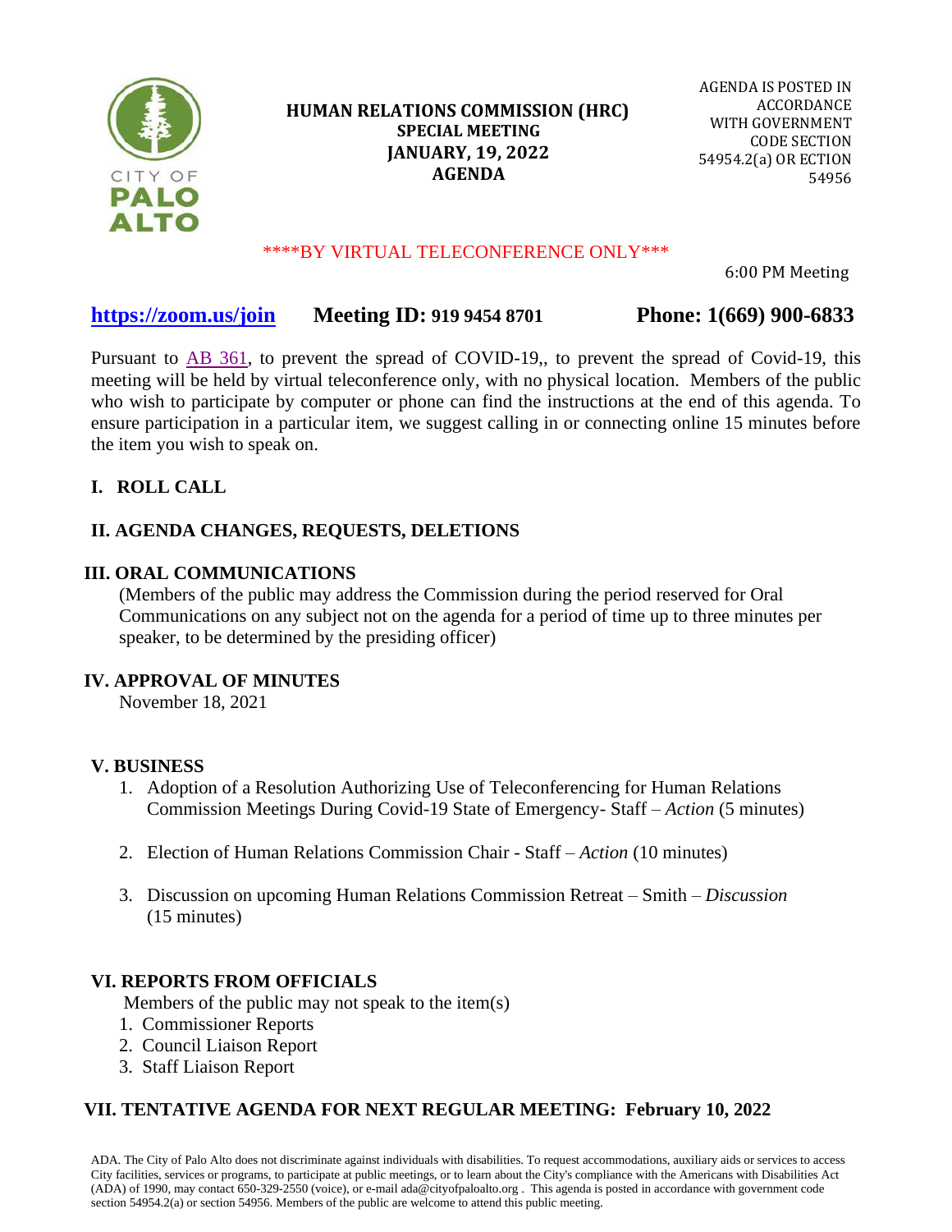CITY OF PALO ALTO

# HUMAN RELATIONS COMMISSION (HRC)
## SPECIAL MEETING
## JANUARY, 19, 2022
## AGENDA

AGENDA IS POSTED IN ACCORDANCE WITH GOVERNMENT CODE SECTION 54954.2(a) OR ECTION 54956

\*\*\*\*BY VIRTUAL TELECONFERENCE ONLY\*\*\*

6:00 PM Meeting

**https://zoom.us/join** **Meeting ID: 919 9454 8701** **Phone: 1(669) 900-6833**

Pursuant to AB 361, to prevent the spread of COVID-19,, to prevent the spread of Covid-19, this meeting will be held by virtual teleconference only, with no physical location. Members of the public who wish to participate by computer or phone can find the instructions at the end of this agenda. To ensure participation in a particular item, we suggest calling in or connecting online 15 minutes before the item you wish to speak on.

## I. ROLL CALL

## II. AGENDA CHANGES, REQUESTS, DELETIONS

## III. ORAL COMMUNICATIONS

(Members of the public may address the Commission during the period reserved for Oral Communications on any subject not on the agenda for a period of time up to three minutes per speaker, to be determined by the presiding officer)

## IV. APPROVAL OF MINUTES

November 18, 2021

## V. BUSINESS

1. Adoption of a Resolution Authorizing Use of Teleconferencing for Human Relations Commission Meetings During Covid-19 State of Emergency- Staff – *Action* (5 minutes)

2. Election of Human Relations Commission Chair - Staff – *Action* (10 minutes)

3. Discussion on upcoming Human Relations Commission Retreat – Smith – *Discussion* (15 minutes)

## VI. REPORTS FROM OFFICIALS

Members of the public may not speak to the item(s)

1. Commissioner Reports
2. Council Liaison Report
3. Staff Liaison Report

## VII. TENTATIVE AGENDA FOR NEXT REGULAR MEETING: February 10, 2022

ADA. The City of Palo Alto does not discriminate against individuals with disabilities. To request accommodations, auxiliary aids or services to access City facilities, services or programs, to participate at public meetings, or to learn about the City's compliance with the Americans with Disabilities Act (ADA) of 1990, may contact 650-329-2550 (voice), or e-mail ada@cityofpaloalto.org . This agenda is posted in accordance with government code section 54954.2(a) or section 54956. Members of the public are welcome to attend this public meeting.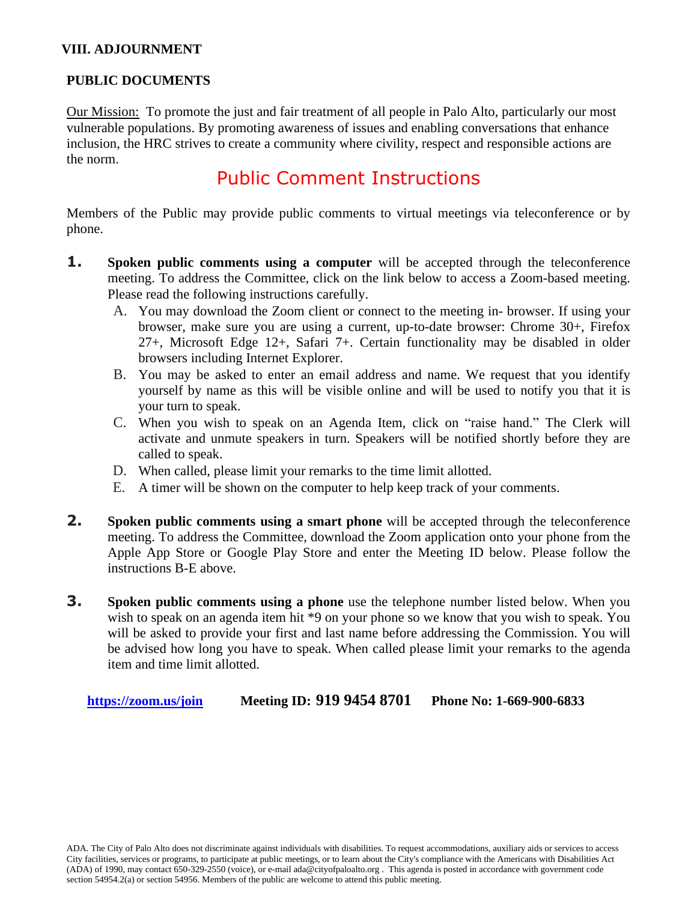**VIII. ADJOURNMENT**

**PUBLIC DOCUMENTS**

Our Mission: To promote the just and fair treatment of all people in Palo Alto, particularly our most vulnerable populations. By promoting awareness of issues and enabling conversations that enhance inclusion, the HRC strives to create a community where civility, respect and responsible actions are the norm.

## Public Comment Instructions

Members of the Public may provide public comments to virtual meetings via teleconference or by phone.

1. **Spoken public comments using a computer** will be accepted through the teleconference meeting. To address the Committee, click on the link below to access a Zoom-based meeting. Please read the following instructions carefully.
   A. You may download the Zoom client or connect to the meeting in- browser. If using your browser, make sure you are using a current, up-to-date browser: Chrome 30+, Firefox 27+, Microsoft Edge 12+, Safari 7+. Certain functionality may be disabled in older browsers including Internet Explorer.
   B. You may be asked to enter an email address and name. We request that you identify yourself by name as this will be visible online and will be used to notify you that it is your turn to speak.
   C. When you wish to speak on an Agenda Item, click on "raise hand." The Clerk will activate and unmute speakers in turn. Speakers will be notified shortly before they are called to speak.
   D. When called, please limit your remarks to the time limit allotted.
   E. A timer will be shown on the computer to help keep track of your comments.

2. **Spoken public comments using a smart phone** will be accepted through the teleconference meeting. To address the Committee, download the Zoom application onto your phone from the Apple App Store or Google Play Store and enter the Meeting ID below. Please follow the instructions B-E above.

3. **Spoken public comments using a phone** use the telephone number listed below. When you wish to speak on an agenda item hit *9 on your phone so we know that you wish to speak. You will be asked to provide your first and last name before addressing the Commission. You will be advised how long you have to speak. When called please limit your remarks to the agenda item and time limit allotted.

**https://zoom.us/join** **Meeting ID: 919 9454 8701** **Phone No: 1-669-900-6833**

ADA. The City of Palo Alto does not discriminate against individuals with disabilities. To request accommodations, auxiliary aids or services to access City facilities, services or programs, to participate at public meetings, or to learn about the City's compliance with the Americans with Disabilities Act (ADA) of 1990, may contact 650-329-2550 (voice), or e-mail ada@cityofpaloalto.org . This agenda is posted in accordance with government code section 54954.2(a) or section 54956. Members of the public are welcome to attend this public meeting.